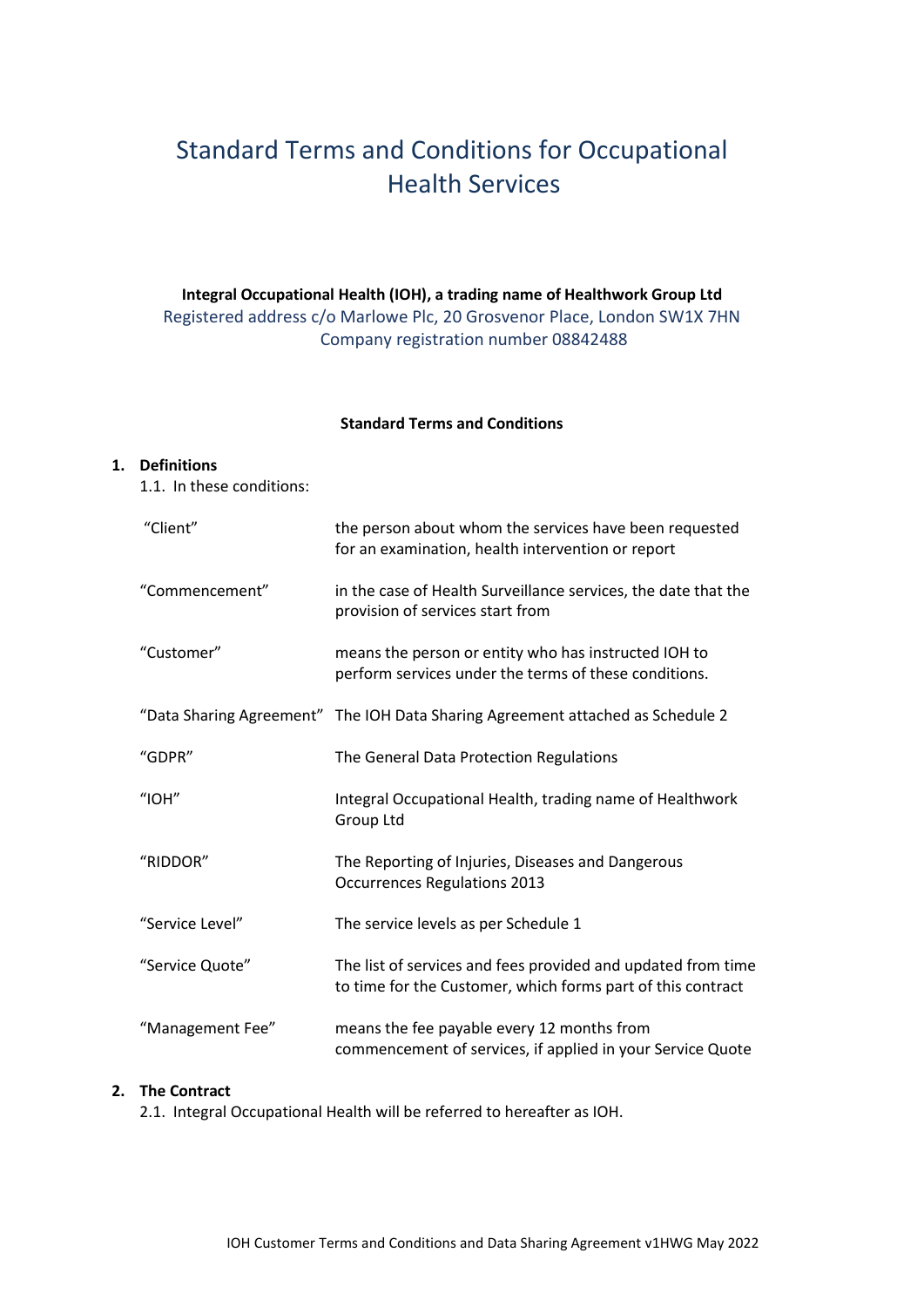# Standard Terms and Conditions for Occupational Health Services

**Integral Occupational Health (IOH), a trading name of Healthwork Group Ltd**

Registered address c/o Marlowe Plc, 20 Grosvenor Place, London SW1X 7HN

Company registration number 08842488

**Standard Terms and Conditions**

## 1. Definitions

1.1. In these conditions:

| | |
|---|---|
| "Client" | the person about whom the services have been requested for an examination, health intervention or report |
| "Commencement" | in the case of Health Surveillance services, the date that the provision of services start from |
| "Customer" | means the person or entity who has instructed IOH to perform services under the terms of these conditions. |
| "Data Sharing Agreement" | The IOH Data Sharing Agreement attached as Schedule 2 |
| "GDPR" | The General Data Protection Regulations |
| "IOH" | Integral Occupational Health, trading name of Healthwork Group Ltd |
| "RIDDOR" | The Reporting of Injuries, Diseases and Dangerous Occurrences Regulations 2013 |
| "Service Level" | The service levels as per Schedule 1 |
| "Service Quote" | The list of services and fees provided and updated from time to time for the Customer, which forms part of this contract |
| "Management Fee" | means the fee payable every 12 months from commencement of services, if applied in your Service Quote |

## 2. The Contract

2.1. Integral Occupational Health will be referred to hereafter as IOH.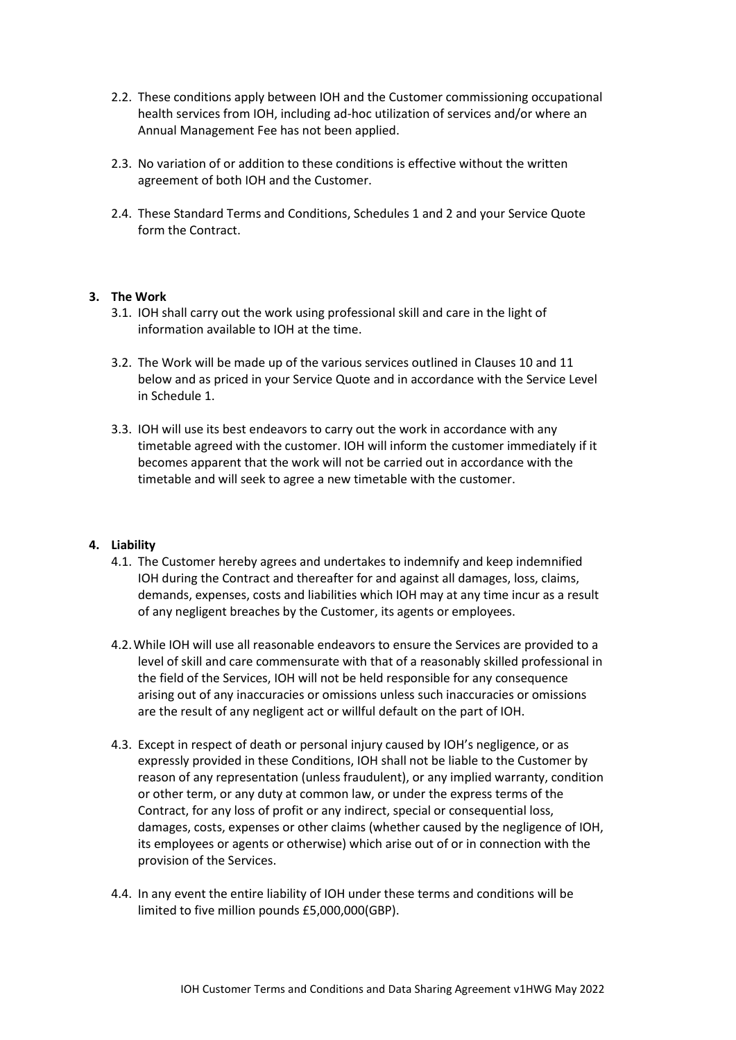2.2. These conditions apply between IOH and the Customer commissioning occupational health services from IOH, including ad-hoc utilization of services and/or where an Annual Management Fee has not been applied.

2.3. No variation of or addition to these conditions is effective without the written agreement of both IOH and the Customer.

2.4. These Standard Terms and Conditions, Schedules 1 and 2 and your Service Quote form the Contract.

## 3. The Work

3.1. IOH shall carry out the work using professional skill and care in the light of information available to IOH at the time.

3.2. The Work will be made up of the various services outlined in Clauses 10 and 11 below and as priced in your Service Quote and in accordance with the Service Level in Schedule 1.

3.3. IOH will use its best endeavors to carry out the work in accordance with any timetable agreed with the customer. IOH will inform the customer immediately if it becomes apparent that the work will not be carried out in accordance with the timetable and will seek to agree a new timetable with the customer.

## 4. Liability

4.1. The Customer hereby agrees and undertakes to indemnify and keep indemnified IOH during the Contract and thereafter for and against all damages, loss, claims, demands, expenses, costs and liabilities which IOH may at any time incur as a result of any negligent breaches by the Customer, its agents or employees.

4.2. While IOH will use all reasonable endeavors to ensure the Services are provided to a level of skill and care commensurate with that of a reasonably skilled professional in the field of the Services, IOH will not be held responsible for any consequence arising out of any inaccuracies or omissions unless such inaccuracies or omissions are the result of any negligent act or willful default on the part of IOH.

4.3. Except in respect of death or personal injury caused by IOH's negligence, or as expressly provided in these Conditions, IOH shall not be liable to the Customer by reason of any representation (unless fraudulent), or any implied warranty, condition or other term, or any duty at common law, or under the express terms of the Contract, for any loss of profit or any indirect, special or consequential loss, damages, costs, expenses or other claims (whether caused by the negligence of IOH, its employees or agents or otherwise) which arise out of or in connection with the provision of the Services.

4.4. In any event the entire liability of IOH under these terms and conditions will be limited to five million pounds £5,000,000(GBP).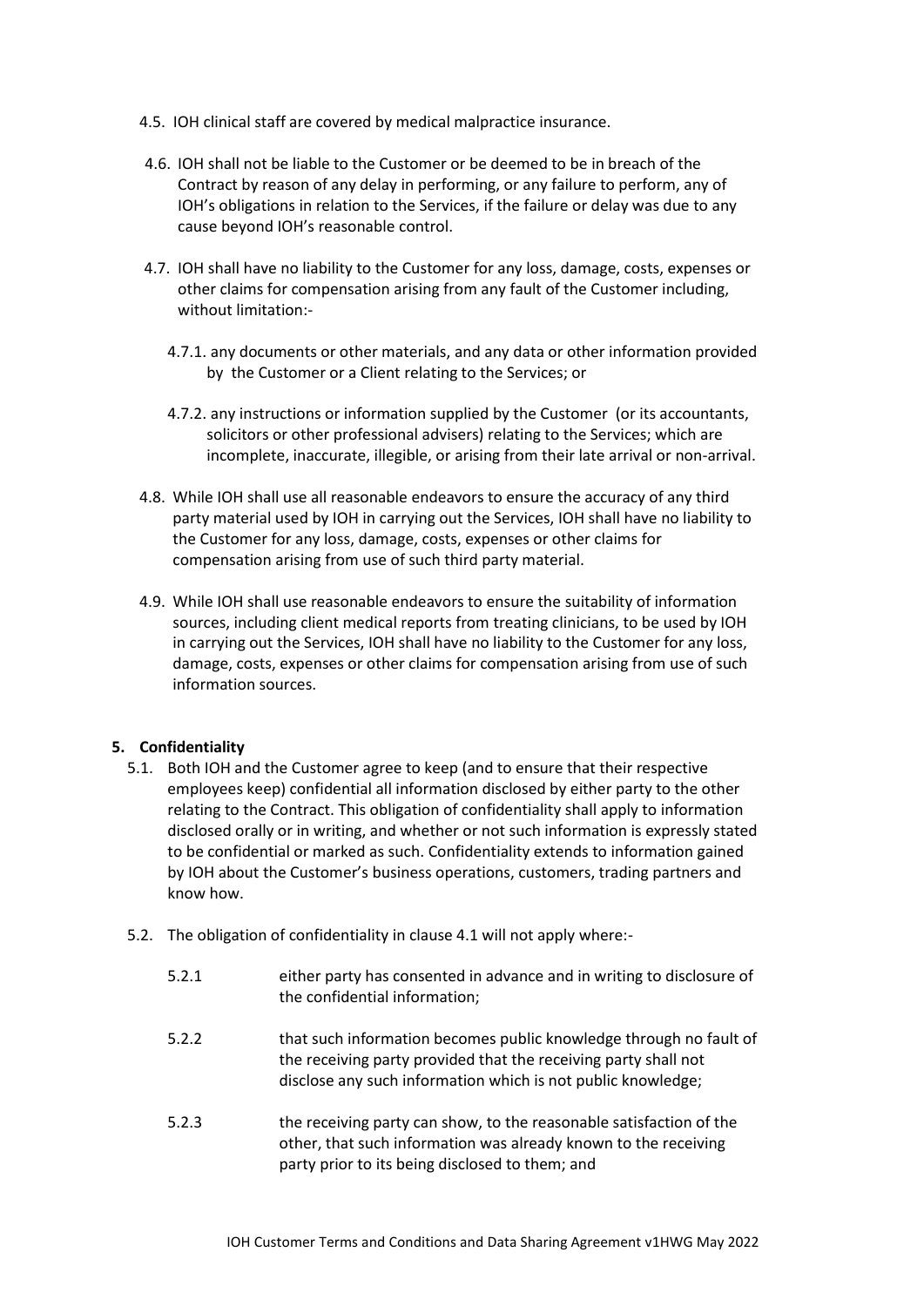4.5. IOH clinical staff are covered by medical malpractice insurance.

4.6. IOH shall not be liable to the Customer or be deemed to be in breach of the Contract by reason of any delay in performing, or any failure to perform, any of IOH's obligations in relation to the Services, if the failure or delay was due to any cause beyond IOH's reasonable control.

4.7. IOH shall have no liability to the Customer for any loss, damage, costs, expenses or other claims for compensation arising from any fault of the Customer including, without limitation:-

4.7.1. any documents or other materials, and any data or other information provided by the Customer or a Client relating to the Services; or

4.7.2. any instructions or information supplied by the Customer (or its accountants, solicitors or other professional advisers) relating to the Services; which are incomplete, inaccurate, illegible, or arising from their late arrival or non-arrival.

4.8. While IOH shall use all reasonable endeavors to ensure the accuracy of any third party material used by IOH in carrying out the Services, IOH shall have no liability to the Customer for any loss, damage, costs, expenses or other claims for compensation arising from use of such third party material.

4.9. While IOH shall use reasonable endeavors to ensure the suitability of information sources, including client medical reports from treating clinicians, to be used by IOH in carrying out the Services, IOH shall have no liability to the Customer for any loss, damage, costs, expenses or other claims for compensation arising from use of such information sources.

## 5. Confidentiality

5.1. Both IOH and the Customer agree to keep (and to ensure that their respective employees keep) confidential all information disclosed by either party to the other relating to the Contract. This obligation of confidentiality shall apply to information disclosed orally or in writing, and whether or not such information is expressly stated to be confidential or marked as such. Confidentiality extends to information gained by IOH about the Customer's business operations, customers, trading partners and know how.

5.2. The obligation of confidentiality in clause 4.1 will not apply where:-

5.2.1 either party has consented in advance and in writing to disclosure of the confidential information;

5.2.2 that such information becomes public knowledge through no fault of the receiving party provided that the receiving party shall not disclose any such information which is not public knowledge;

5.2.3 the receiving party can show, to the reasonable satisfaction of the other, that such information was already known to the receiving party prior to its being disclosed to them; and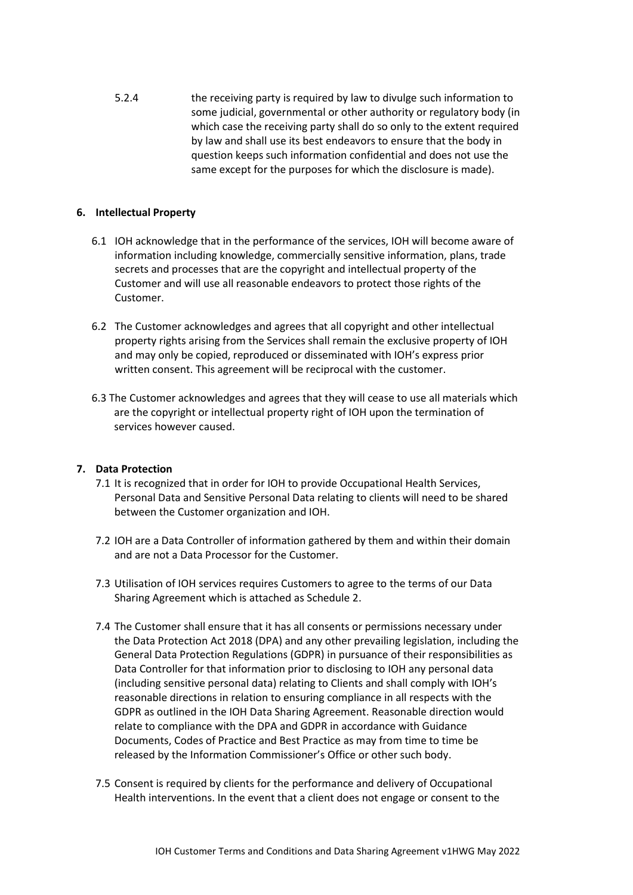5.2.4 the receiving party is required by law to divulge such information to some judicial, governmental or other authority or regulatory body (in which case the receiving party shall do so only to the extent required by law and shall use its best endeavors to ensure that the body in question keeps such information confidential and does not use the same except for the purposes for which the disclosure is made).

## 6. Intellectual Property

6.1 IOH acknowledge that in the performance of the services, IOH will become aware of information including knowledge, commercially sensitive information, plans, trade secrets and processes that are the copyright and intellectual property of the Customer and will use all reasonable endeavors to protect those rights of the Customer.

6.2 The Customer acknowledges and agrees that all copyright and other intellectual property rights arising from the Services shall remain the exclusive property of IOH and may only be copied, reproduced or disseminated with IOH's express prior written consent. This agreement will be reciprocal with the customer.

6.3 The Customer acknowledges and agrees that they will cease to use all materials which are the copyright or intellectual property right of IOH upon the termination of services however caused.

## 7. Data Protection

7.1 It is recognized that in order for IOH to provide Occupational Health Services, Personal Data and Sensitive Personal Data relating to clients will need to be shared between the Customer organization and IOH.

7.2 IOH are a Data Controller of information gathered by them and within their domain and are not a Data Processor for the Customer.

7.3 Utilisation of IOH services requires Customers to agree to the terms of our Data Sharing Agreement which is attached as Schedule 2.

7.4 The Customer shall ensure that it has all consents or permissions necessary under the Data Protection Act 2018 (DPA) and any other prevailing legislation, including the General Data Protection Regulations (GDPR) in pursuance of their responsibilities as Data Controller for that information prior to disclosing to IOH any personal data (including sensitive personal data) relating to Clients and shall comply with IOH's reasonable directions in relation to ensuring compliance in all respects with the GDPR as outlined in the IOH Data Sharing Agreement. Reasonable direction would relate to compliance with the DPA and GDPR in accordance with Guidance Documents, Codes of Practice and Best Practice as may from time to time be released by the Information Commissioner's Office or other such body.

7.5 Consent is required by clients for the performance and delivery of Occupational Health interventions. In the event that a client does not engage or consent to the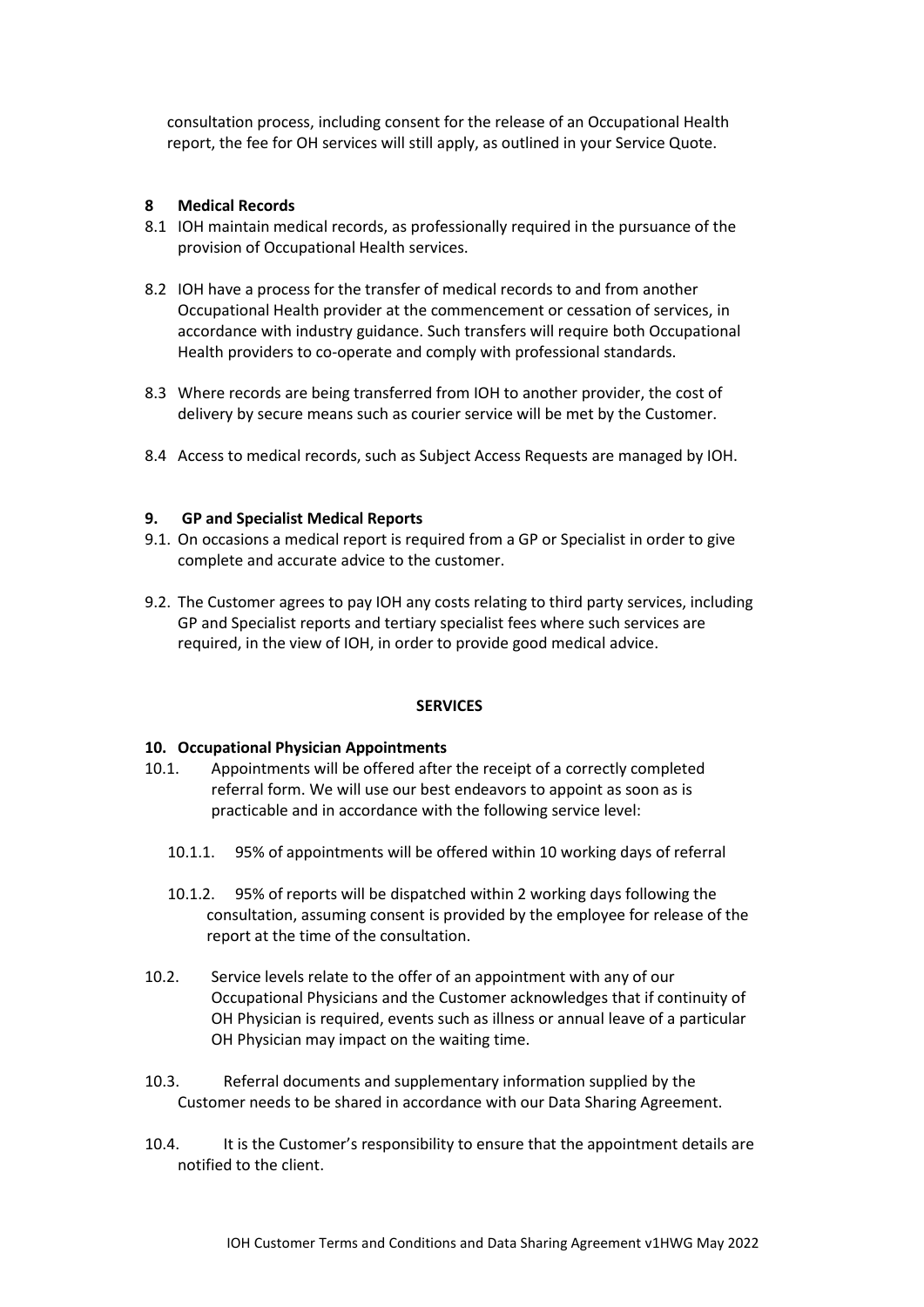consultation process, including consent for the release of an Occupational Health report, the fee for OH services will still apply, as outlined in your Service Quote.

**8 Medical Records**

8.1 IOH maintain medical records, as professionally required in the pursuance of the provision of Occupational Health services.

8.2 IOH have a process for the transfer of medical records to and from another Occupational Health provider at the commencement or cessation of services, in accordance with industry guidance. Such transfers will require both Occupational Health providers to co-operate and comply with professional standards.

8.3 Where records are being transferred from IOH to another provider, the cost of delivery by secure means such as courier service will be met by the Customer.

8.4 Access to medical records, such as Subject Access Requests are managed by IOH.

**9. GP and Specialist Medical Reports**

9.1. On occasions a medical report is required from a GP or Specialist in order to give complete and accurate advice to the customer.

9.2. The Customer agrees to pay IOH any costs relating to third party services, including GP and Specialist reports and tertiary specialist fees where such services are required, in the view of IOH, in order to provide good medical advice.

**SERVICES**

**10. Occupational Physician Appointments**

10.1. Appointments will be offered after the receipt of a correctly completed referral form. We will use our best endeavors to appoint as soon as is practicable and in accordance with the following service level:

10.1.1. 95% of appointments will be offered within 10 working days of referral

10.1.2. 95% of reports will be dispatched within 2 working days following the consultation, assuming consent is provided by the employee for release of the report at the time of the consultation.

10.2. Service levels relate to the offer of an appointment with any of our Occupational Physicians and the Customer acknowledges that if continuity of OH Physician is required, events such as illness or annual leave of a particular OH Physician may impact on the waiting time.

10.3. Referral documents and supplementary information supplied by the Customer needs to be shared in accordance with our Data Sharing Agreement.

10.4. It is the Customer's responsibility to ensure that the appointment details are notified to the client.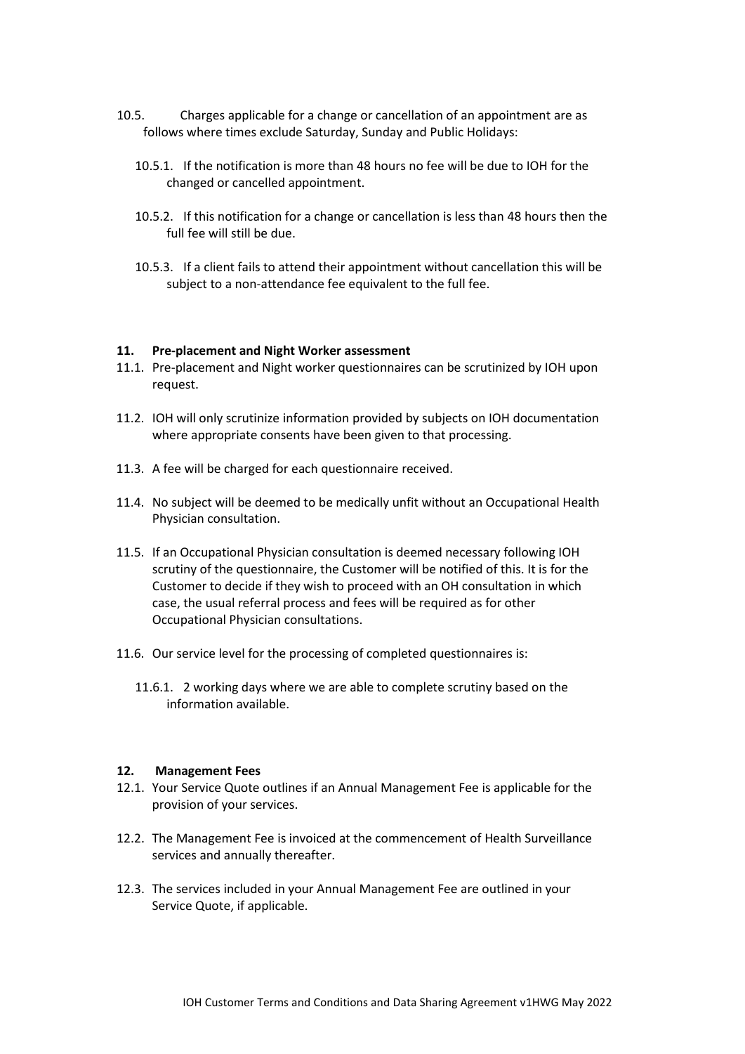10.5. Charges applicable for a change or cancellation of an appointment are as follows where times exclude Saturday, Sunday and Public Holidays:

10.5.1. If the notification is more than 48 hours no fee will be due to IOH for the changed or cancelled appointment.

10.5.2. If this notification for a change or cancellation is less than 48 hours then the full fee will still be due.

10.5.3. If a client fails to attend their appointment without cancellation this will be subject to a non-attendance fee equivalent to the full fee.

**11. Pre-placement and Night Worker assessment**

11.1. Pre-placement and Night worker questionnaires can be scrutinized by IOH upon request.

11.2. IOH will only scrutinize information provided by subjects on IOH documentation where appropriate consents have been given to that processing.

11.3. A fee will be charged for each questionnaire received.

11.4. No subject will be deemed to be medically unfit without an Occupational Health Physician consultation.

11.5. If an Occupational Physician consultation is deemed necessary following IOH scrutiny of the questionnaire, the Customer will be notified of this. It is for the Customer to decide if they wish to proceed with an OH consultation in which case, the usual referral process and fees will be required as for other Occupational Physician consultations.

11.6. Our service level for the processing of completed questionnaires is:

11.6.1. 2 working days where we are able to complete scrutiny based on the information available.

**12. Management Fees**

12.1. Your Service Quote outlines if an Annual Management Fee is applicable for the provision of your services.

12.2. The Management Fee is invoiced at the commencement of Health Surveillance services and annually thereafter.

12.3. The services included in your Annual Management Fee are outlined in your Service Quote, if applicable.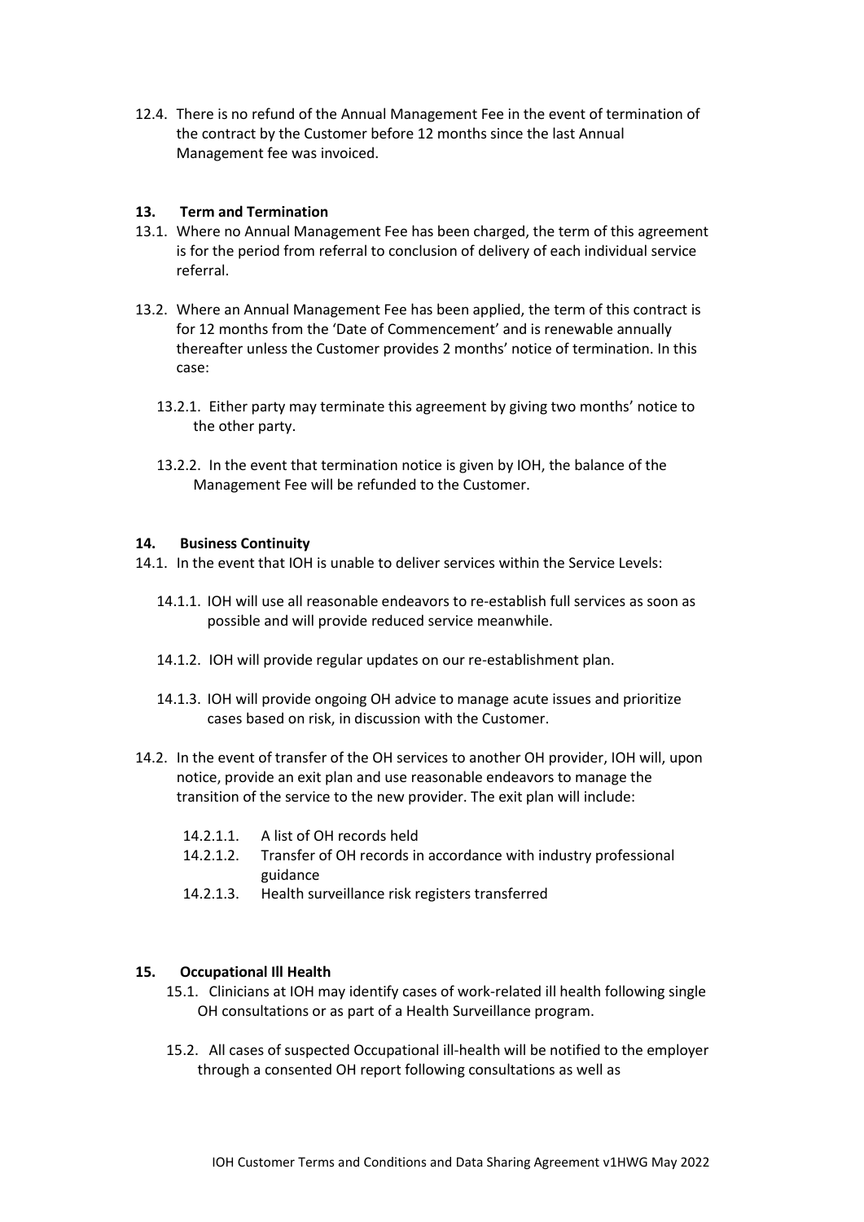12.4. There is no refund of the Annual Management Fee in the event of termination of the contract by the Customer before 12 months since the last Annual Management fee was invoiced.

## 13. Term and Termination

13.1. Where no Annual Management Fee has been charged, the term of this agreement is for the period from referral to conclusion of delivery of each individual service referral.

13.2. Where an Annual Management Fee has been applied, the term of this contract is for 12 months from the 'Date of Commencement' and is renewable annually thereafter unless the Customer provides 2 months' notice of termination. In this case:

- 13.2.1. Either party may terminate this agreement by giving two months' notice to the other party.
- 13.2.2. In the event that termination notice is given by IOH, the balance of the Management Fee will be refunded to the Customer.

## 14. Business Continuity

14.1. In the event that IOH is unable to deliver services within the Service Levels:

- 14.1.1. IOH will use all reasonable endeavors to re-establish full services as soon as possible and will provide reduced service meanwhile.
- 14.1.2. IOH will provide regular updates on our re-establishment plan.
- 14.1.3. IOH will provide ongoing OH advice to manage acute issues and prioritize cases based on risk, in discussion with the Customer.

14.2. In the event of transfer of the OH services to another OH provider, IOH will, upon notice, provide an exit plan and use reasonable endeavors to manage the transition of the service to the new provider. The exit plan will include:

- 14.2.1.1. A list of OH records held
- 14.2.1.2. Transfer of OH records in accordance with industry professional guidance
- 14.2.1.3. Health surveillance risk registers transferred

## 15. Occupational Ill Health

15.1. Clinicians at IOH may identify cases of work-related ill health following single OH consultations or as part of a Health Surveillance program.

15.2. All cases of suspected Occupational ill-health will be notified to the employer through a consented OH report following consultations as well as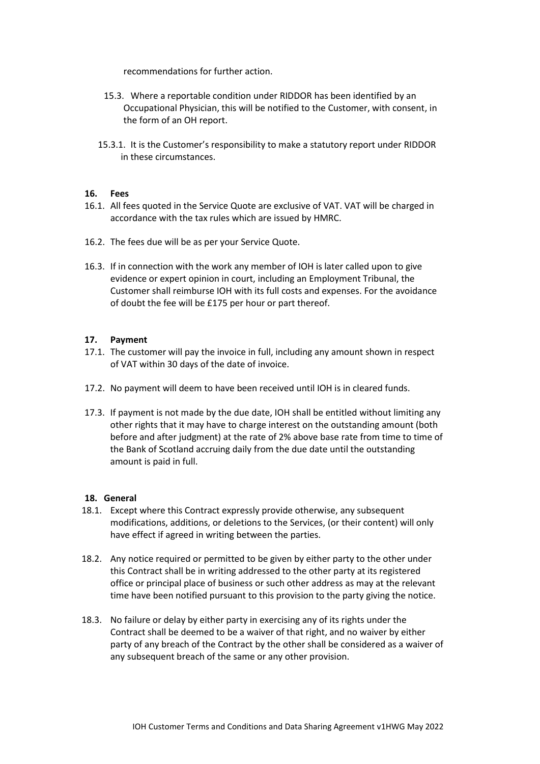recommendations for further action.

15.3. Where a reportable condition under RIDDOR has been identified by an Occupational Physician, this will be notified to the Customer, with consent, in the form of an OH report.

15.3.1. It is the Customer's responsibility to make a statutory report under RIDDOR in these circumstances.

**16. Fees**

16.1. All fees quoted in the Service Quote are exclusive of VAT. VAT will be charged in accordance with the tax rules which are issued by HMRC.

16.2. The fees due will be as per your Service Quote.

16.3. If in connection with the work any member of IOH is later called upon to give evidence or expert opinion in court, including an Employment Tribunal, the Customer shall reimburse IOH with its full costs and expenses. For the avoidance of doubt the fee will be £175 per hour or part thereof.

**17. Payment**

17.1. The customer will pay the invoice in full, including any amount shown in respect of VAT within 30 days of the date of invoice.

17.2. No payment will deem to have been received until IOH is in cleared funds.

17.3. If payment is not made by the due date, IOH shall be entitled without limiting any other rights that it may have to charge interest on the outstanding amount (both before and after judgment) at the rate of 2% above base rate from time to time of the Bank of Scotland accruing daily from the due date until the outstanding amount is paid in full.

**18. General**

18.1. Except where this Contract expressly provide otherwise, any subsequent modifications, additions, or deletions to the Services, (or their content) will only have effect if agreed in writing between the parties.

18.2. Any notice required or permitted to be given by either party to the other under this Contract shall be in writing addressed to the other party at its registered office or principal place of business or such other address as may at the relevant time have been notified pursuant to this provision to the party giving the notice.

18.3. No failure or delay by either party in exercising any of its rights under the Contract shall be deemed to be a waiver of that right, and no waiver by either party of any breach of the Contract by the other shall be considered as a waiver of any subsequent breach of the same or any other provision.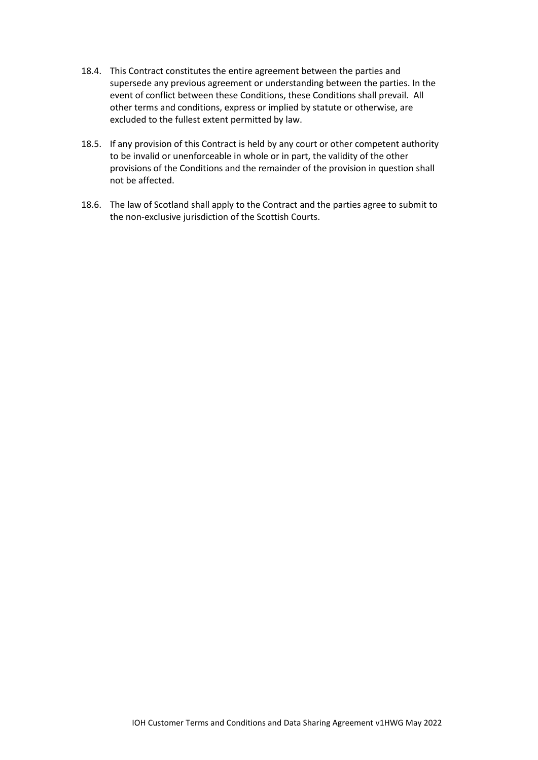18.4. This Contract constitutes the entire agreement between the parties and supersede any previous agreement or understanding between the parties. In the event of conflict between these Conditions, these Conditions shall prevail. All other terms and conditions, express or implied by statute or otherwise, are excluded to the fullest extent permitted by law.

18.5. If any provision of this Contract is held by any court or other competent authority to be invalid or unenforceable in whole or in part, the validity of the other provisions of the Conditions and the remainder of the provision in question shall not be affected.

18.6. The law of Scotland shall apply to the Contract and the parties agree to submit to the non-exclusive jurisdiction of the Scottish Courts.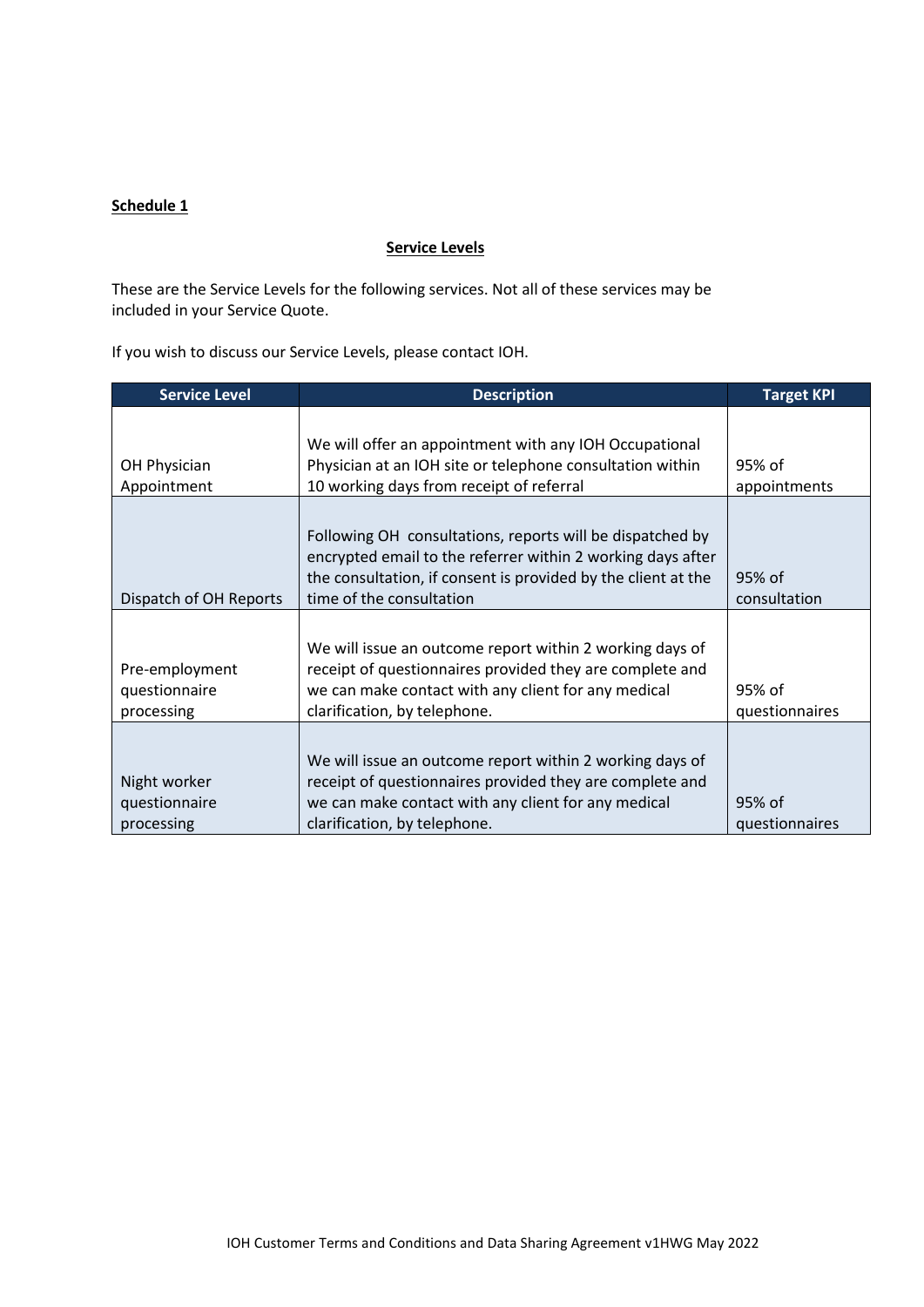**Schedule 1**

**Service Levels**

These are the Service Levels for the following services. Not all of these services may be included in your Service Quote.

If you wish to discuss our Service Levels, please contact IOH.

| Service Level | Description | Target KPI |
|---|---|---|
| OH Physician Appointment | We will offer an appointment with any IOH Occupational Physician at an IOH site or telephone consultation within 10 working days from receipt of referral | 95% of appointments |
| Dispatch of OH Reports | Following OH consultations, reports will be dispatched by encrypted email to the referrer within 2 working days after the consultation, if consent is provided by the client at the time of the consultation | 95% of consultation |
| Pre-employment questionnaire processing | We will issue an outcome report within 2 working days of receipt of questionnaires provided they are complete and we can make contact with any client for any medical clarification, by telephone. | 95% of questionnaires |
| Night worker questionnaire processing | We will issue an outcome report within 2 working days of receipt of questionnaires provided they are complete and we can make contact with any client for any medical clarification, by telephone. | 95% of questionnaires |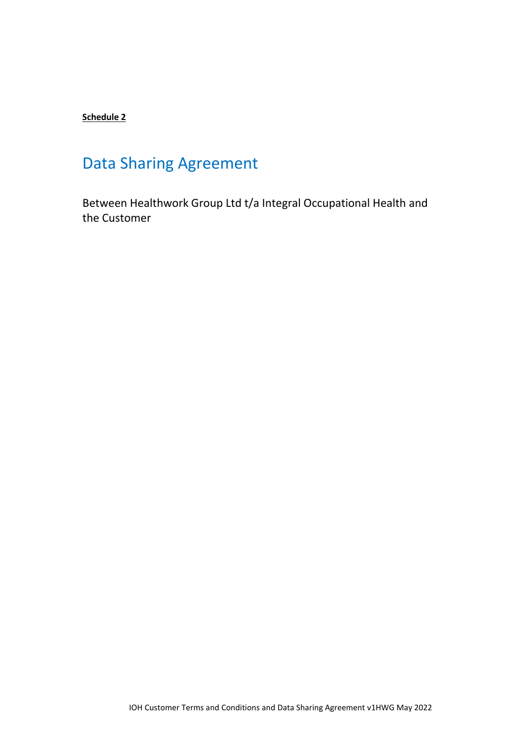**Schedule 2**

# Data Sharing Agreement

Between Healthwork Group Ltd t/a Integral Occupational Health and the Customer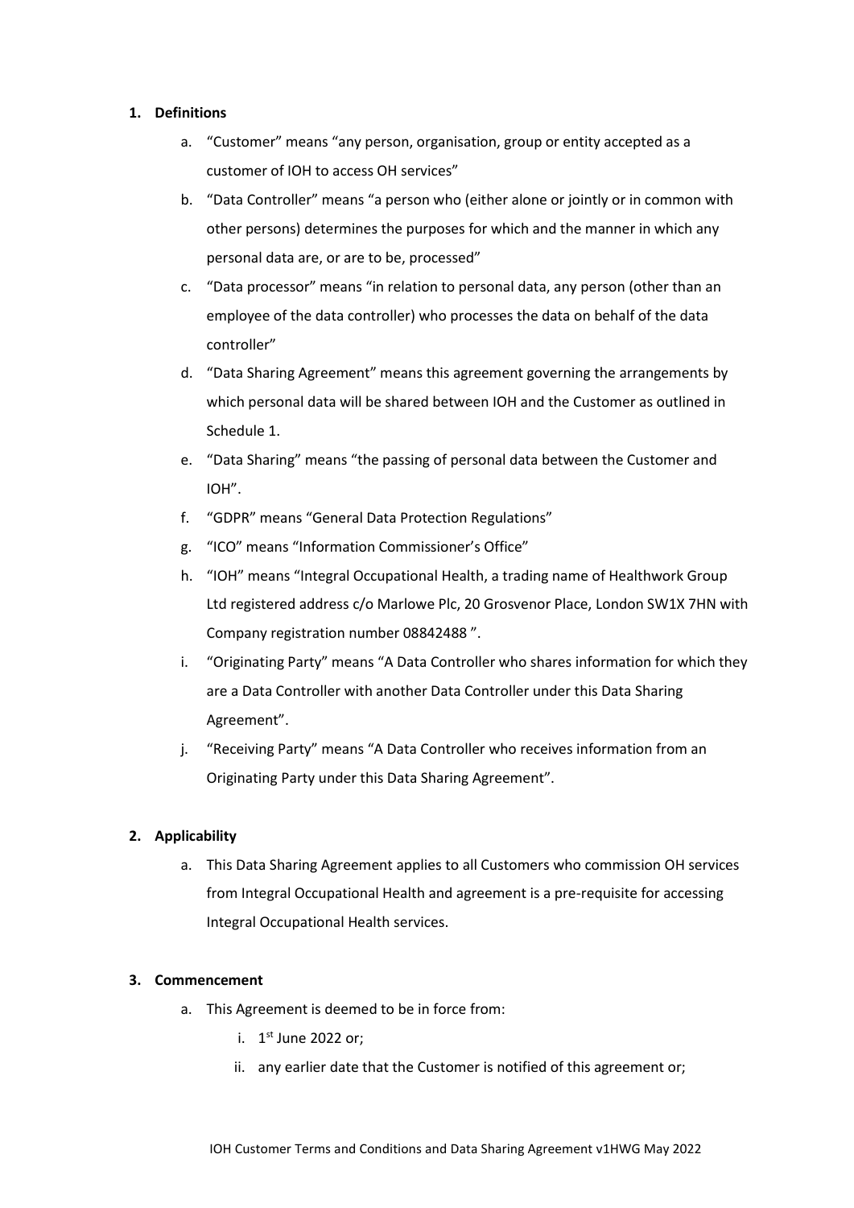1. **Definitions**

    a. "Customer" means "any person, organisation, group or entity accepted as a customer of IOH to access OH services"

    b. "Data Controller" means "a person who (either alone or jointly or in common with other persons) determines the purposes for which and the manner in which any personal data are, or are to be, processed"

    c. "Data processor" means "in relation to personal data, any person (other than an employee of the data controller) who processes the data on behalf of the data controller"

    d. "Data Sharing Agreement" means this agreement governing the arrangements by which personal data will be shared between IOH and the Customer as outlined in Schedule 1.

    e. "Data Sharing" means "the passing of personal data between the Customer and IOH".

    f. "GDPR" means "General Data Protection Regulations"

    g. "ICO" means "Information Commissioner's Office"

    h. "IOH" means "Integral Occupational Health, a trading name of Healthwork Group Ltd registered address c/o Marlowe Plc, 20 Grosvenor Place, London SW1X 7HN with Company registration number 08842488 ".

    i. "Originating Party" means "A Data Controller who shares information for which they are a Data Controller with another Data Controller under this Data Sharing Agreement".

    j. "Receiving Party" means "A Data Controller who receives information from an Originating Party under this Data Sharing Agreement".

2. **Applicability**

    a. This Data Sharing Agreement applies to all Customers who commission OH services from Integral Occupational Health and agreement is a pre-requisite for accessing Integral Occupational Health services.

3. **Commencement**

    a. This Agreement is deemed to be in force from:

        i. 1st June 2022 or;

        ii. any earlier date that the Customer is notified of this agreement or;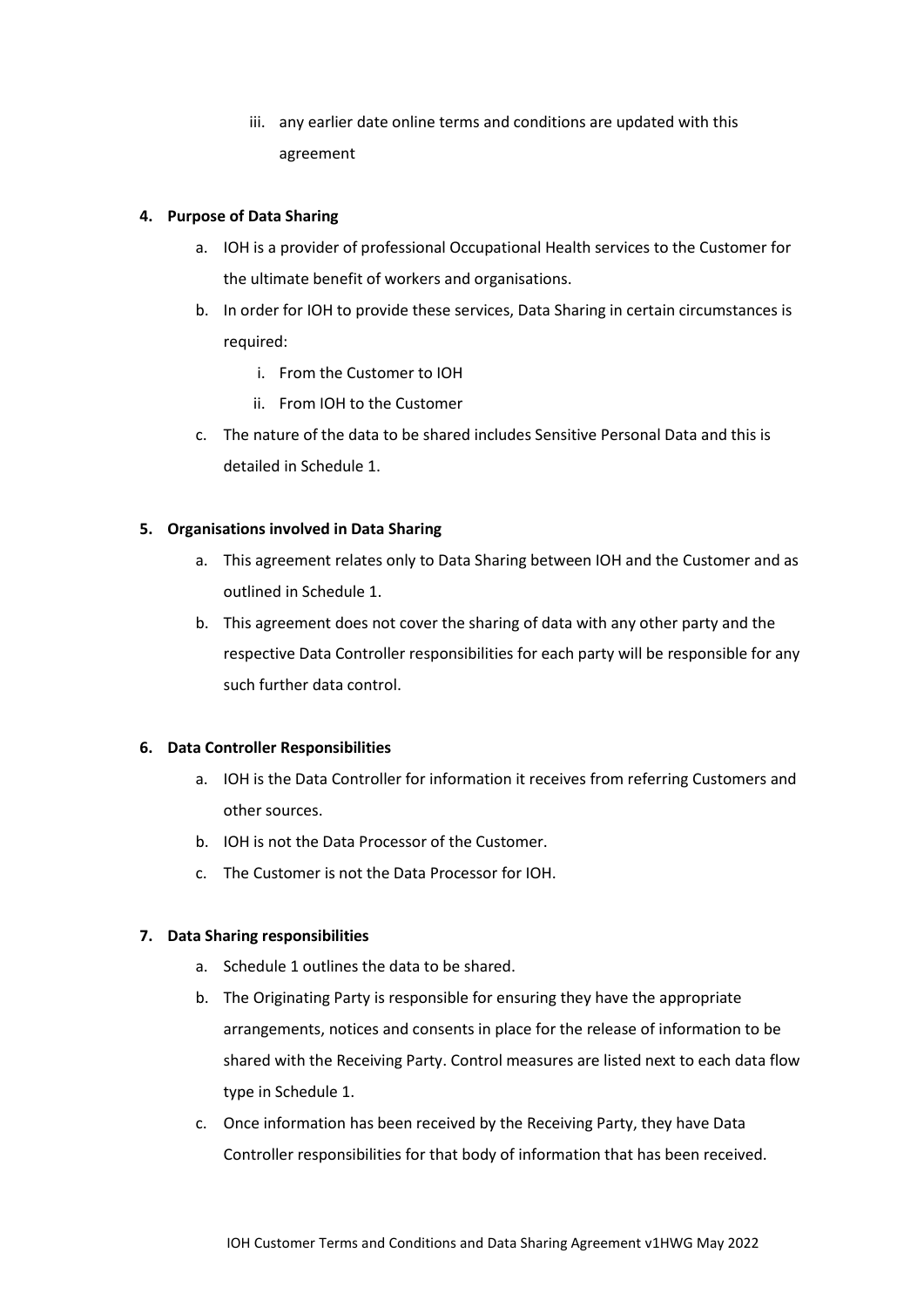iii. any earlier date online terms and conditions are updated with this agreement

**4. Purpose of Data Sharing**

a. IOH is a provider of professional Occupational Health services to the Customer for the ultimate benefit of workers and organisations.

b. In order for IOH to provide these services, Data Sharing in certain circumstances is required:

   i. From the Customer to IOH

   ii. From IOH to the Customer

c. The nature of the data to be shared includes Sensitive Personal Data and this is detailed in Schedule 1.

**5. Organisations involved in Data Sharing**

a. This agreement relates only to Data Sharing between IOH and the Customer and as outlined in Schedule 1.

b. This agreement does not cover the sharing of data with any other party and the respective Data Controller responsibilities for each party will be responsible for any such further data control.

**6. Data Controller Responsibilities**

a. IOH is the Data Controller for information it receives from referring Customers and other sources.

b. IOH is not the Data Processor of the Customer.

c. The Customer is not the Data Processor for IOH.

**7. Data Sharing responsibilities**

a. Schedule 1 outlines the data to be shared.

b. The Originating Party is responsible for ensuring they have the appropriate arrangements, notices and consents in place for the release of information to be shared with the Receiving Party. Control measures are listed next to each data flow type in Schedule 1.

c. Once information has been received by the Receiving Party, they have Data Controller responsibilities for that body of information that has been received.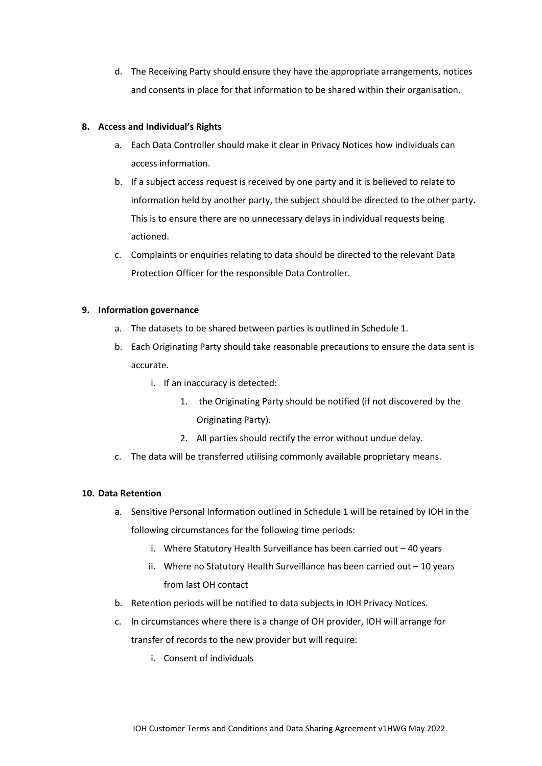d. The Receiving Party should ensure they have the appropriate arrangements, notices and consents in place for that information to be shared within their organisation.

**8. Access and Individual's Rights**

a. Each Data Controller should make it clear in Privacy Notices how individuals can access information.

b. If a subject access request is received by one party and it is believed to relate to information held by another party, the subject should be directed to the other party. This is to ensure there are no unnecessary delays in individual requests being actioned.

c. Complaints or enquiries relating to data should be directed to the relevant Data Protection Officer for the responsible Data Controller.

**9. Information governance**

a. The datasets to be shared between parties is outlined in Schedule 1.

b. Each Originating Party should take reasonable precautions to ensure the data sent is accurate.

   i. If an inaccuracy is detected:

      1. the Originating Party should be notified (if not discovered by the Originating Party).

      2. All parties should rectify the error without undue delay.

c. The data will be transferred utilising commonly available proprietary means.

**10. Data Retention**

a. Sensitive Personal Information outlined in Schedule 1 will be retained by IOH in the following circumstances for the following time periods:

   i. Where Statutory Health Surveillance has been carried out – 40 years

   ii. Where no Statutory Health Surveillance has been carried out – 10 years from last OH contact

b. Retention periods will be notified to data subjects in IOH Privacy Notices.

c. In circumstances where there is a change of OH provider, IOH will arrange for transfer of records to the new provider but will require:

   i. Consent of individuals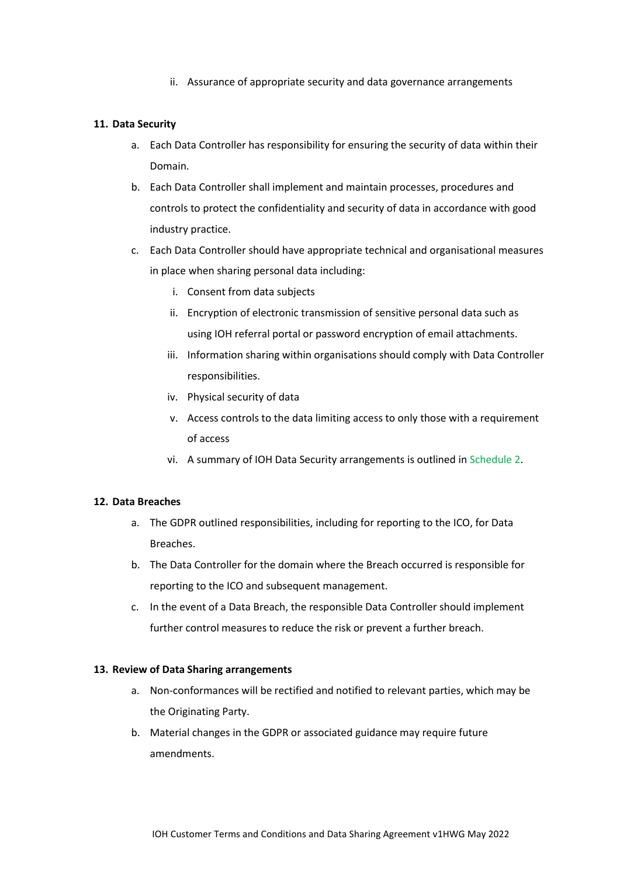ii. Assurance of appropriate security and data governance arrangements

**11. Data Security**

a. Each Data Controller has responsibility for ensuring the security of data within their Domain.

b. Each Data Controller shall implement and maintain processes, procedures and controls to protect the confidentiality and security of data in accordance with good industry practice.

c. Each Data Controller should have appropriate technical and organisational measures in place when sharing personal data including:

   i. Consent from data subjects

   ii. Encryption of electronic transmission of sensitive personal data such as using IOH referral portal or password encryption of email attachments.

   iii. Information sharing within organisations should comply with Data Controller responsibilities.

   iv. Physical security of data

   v. Access controls to the data limiting access to only those with a requirement of access

   vi. A summary of IOH Data Security arrangements is outlined in Schedule 2.

**12. Data Breaches**

a. The GDPR outlined responsibilities, including for reporting to the ICO, for Data Breaches.

b. The Data Controller for the domain where the Breach occurred is responsible for reporting to the ICO and subsequent management.

c. In the event of a Data Breach, the responsible Data Controller should implement further control measures to reduce the risk or prevent a further breach.

**13. Review of Data Sharing arrangements**

a. Non-conformances will be rectified and notified to relevant parties, which may be the Originating Party.

b. Material changes in the GDPR or associated guidance may require future amendments.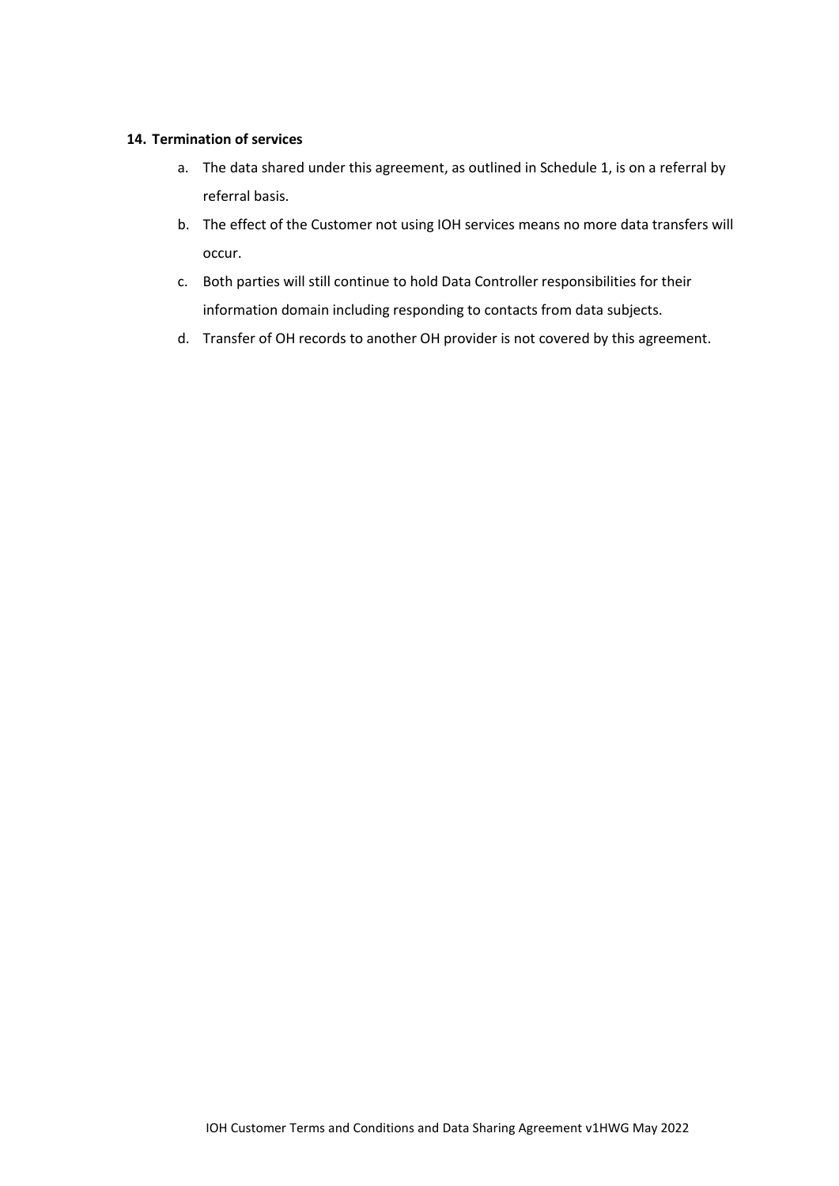### 14. Termination of services

a. The data shared under this agreement, as outlined in Schedule 1, is on a referral by referral basis.

b. The effect of the Customer not using IOH services means no more data transfers will occur.

c. Both parties will still continue to hold Data Controller responsibilities for their information domain including responding to contacts from data subjects.

d. Transfer of OH records to another OH provider is not covered by this agreement.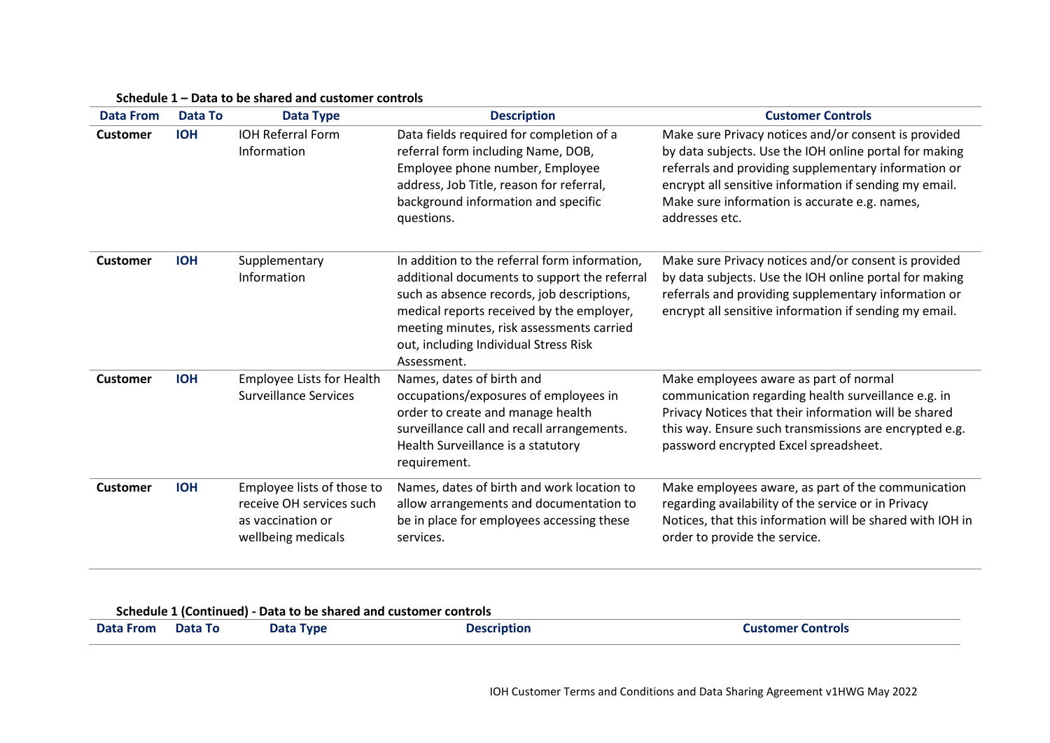**Schedule 1 – Data to be shared and customer controls**

| Data From | Data To | Data Type | Description | Customer Controls |
|---|---|---|---|---|
| **Customer** | **IOH** | IOH Referral Form Information | Data fields required for completion of a referral form including Name, DOB, Employee phone number, Employee address, Job Title, reason for referral, background information and specific questions. | Make sure Privacy notices and/or consent is provided by data subjects. Use the IOH online portal for making referrals and providing supplementary information or encrypt all sensitive information if sending my email. Make sure information is accurate e.g. names, addresses etc. |
| **Customer** | **IOH** | Supplementary Information | In addition to the referral form information, additional documents to support the referral such as absence records, job descriptions, medical reports received by the employer, meeting minutes, risk assessments carried out, including Individual Stress Risk Assessment. | Make sure Privacy notices and/or consent is provided by data subjects. Use the IOH online portal for making referrals and providing supplementary information or encrypt all sensitive information if sending my email. |
| **Customer** | **IOH** | Employee Lists for Health Surveillance Services | Names, dates of birth and occupations/exposures of employees in order to create and manage health surveillance call and recall arrangements. Health Surveillance is a statutory requirement. | Make employees aware as part of normal communication regarding health surveillance e.g. in Privacy Notices that their information will be shared this way. Ensure such transmissions are encrypted e.g. password encrypted Excel spreadsheet. |
| **Customer** | **IOH** | Employee lists of those to receive OH services such as vaccination or wellbeing medicals | Names, dates of birth and work location to allow arrangements and documentation to be in place for employees accessing these services. | Make employees aware, as part of the communication regarding availability of the service or in Privacy Notices, that this information will be shared with IOH in order to provide the service. |

**Schedule 1 (Continued) - Data to be shared and customer controls**

| Data From | Data To | Data Type | Description | Customer Controls |
|---|---|---|---|---|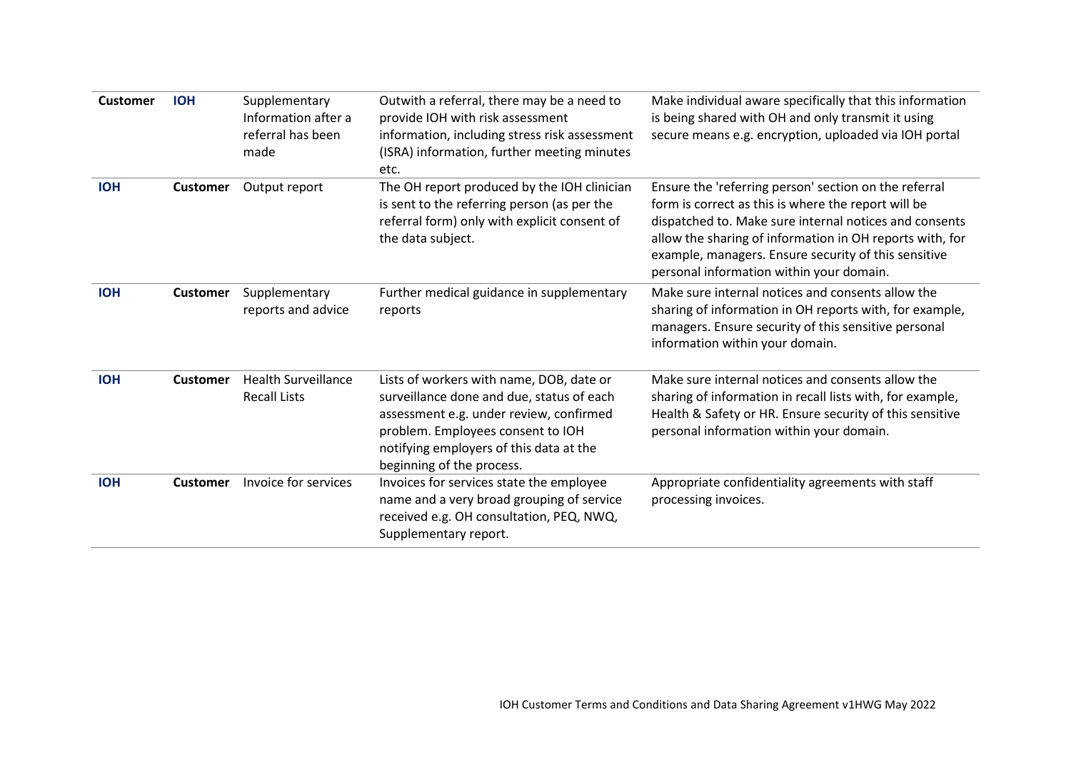| **Customer** | **IOH** | Supplementary Information after a referral has been made | Outwith a referral, there may be a need to provide IOH with risk assessment information, including stress risk assessment (ISRA) information, further meeting minutes etc. | Make individual aware specifically that this information is being shared with OH and only transmit it using secure means e.g. encryption, uploaded via IOH portal |
|---|---|---|---|---|
| **IOH** | **Customer** | Output report | The OH report produced by the IOH clinician is sent to the referring person (as per the referral form) only with explicit consent of the data subject. | Ensure the 'referring person' section on the referral form is correct as this is where the report will be dispatched to. Make sure internal notices and consents allow the sharing of information in OH reports with, for example, managers. Ensure security of this sensitive personal information within your domain. |
| **IOH** | **Customer** | Supplementary reports and advice | Further medical guidance in supplementary reports | Make sure internal notices and consents allow the sharing of information in OH reports with, for example, managers. Ensure security of this sensitive personal information within your domain. |
| **IOH** | **Customer** | Health Surveillance Recall Lists | Lists of workers with name, DOB, date or surveillance done and due, status of each assessment e.g. under review, confirmed problem. Employees consent to IOH notifying employers of this data at the beginning of the process. | Make sure internal notices and consents allow the sharing of information in recall lists with, for example, Health & Safety or HR. Ensure security of this sensitive personal information within your domain. |
| **IOH** | **Customer** | Invoice for services | Invoices for services state the employee name and a very broad grouping of service received e.g. OH consultation, PEQ, NWQ, Supplementary report. | Appropriate confidentiality agreements with staff processing invoices. |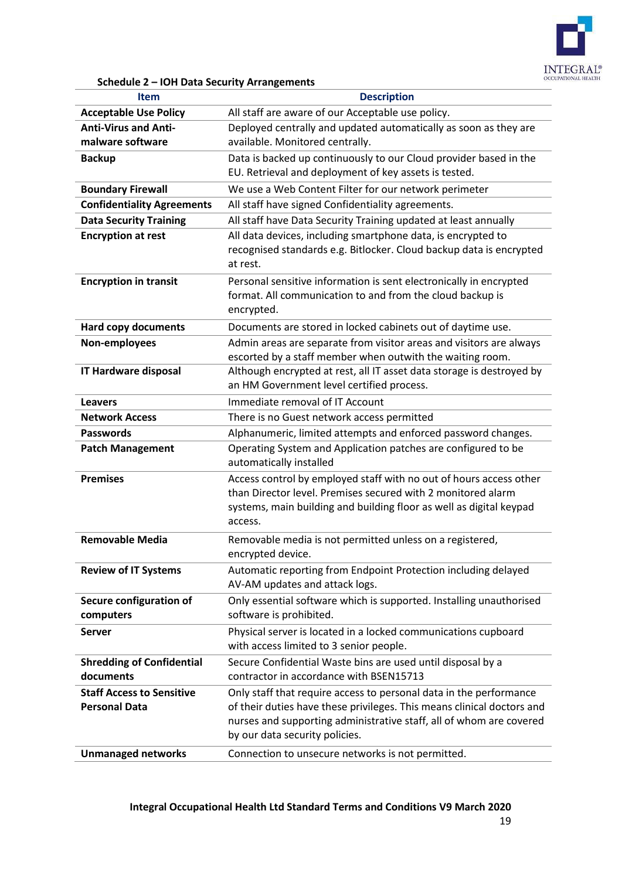**Schedule 2 – IOH Data Security Arrangements**

| Item | Description |
|---|---|
| **Acceptable Use Policy** | All staff are aware of our Acceptable use policy. |
| **Anti-Virus and Anti-malware software** | Deployed centrally and updated automatically as soon as they are available. Monitored centrally. |
| **Backup** | Data is backed up continuously to our Cloud provider based in the EU. Retrieval and deployment of key assets is tested. |
| **Boundary Firewall** | We use a Web Content Filter for our network perimeter |
| **Confidentiality Agreements** | All staff have signed Confidentiality agreements. |
| **Data Security Training** | All staff have Data Security Training updated at least annually |
| **Encryption at rest** | All data devices, including smartphone data, is encrypted to recognised standards e.g. Bitlocker. Cloud backup data is encrypted at rest. |
| **Encryption in transit** | Personal sensitive information is sent electronically in encrypted format. All communication to and from the cloud backup is encrypted. |
| **Hard copy documents** | Documents are stored in locked cabinets out of daytime use. |
| **Non-employees** | Admin areas are separate from visitor areas and visitors are always escorted by a staff member when outwith the waiting room. |
| **IT Hardware disposal** | Although encrypted at rest, all IT asset data storage is destroyed by an HM Government level certified process. |
| **Leavers** | Immediate removal of IT Account |
| **Network Access** | There is no Guest network access permitted |
| **Passwords** | Alphanumeric, limited attempts and enforced password changes. |
| **Patch Management** | Operating System and Application patches are configured to be automatically installed |
| **Premises** | Access control by employed staff with no out of hours access other than Director level. Premises secured with 2 monitored alarm systems, main building and building floor as well as digital keypad access. |
| **Removable Media** | Removable media is not permitted unless on a registered, encrypted device. |
| **Review of IT Systems** | Automatic reporting from Endpoint Protection including delayed AV-AM updates and attack logs. |
| **Secure configuration of computers** | Only essential software which is supported. Installing unauthorised software is prohibited. |
| **Server** | Physical server is located in a locked communications cupboard with access limited to 3 senior people. |
| **Shredding of Confidential documents** | Secure Confidential Waste bins are used until disposal by a contractor in accordance with BSEN15713 |
| **Staff Access to Sensitive Personal Data** | Only staff that require access to personal data in the performance of their duties have these privileges. This means clinical doctors and nurses and supporting administrative staff, all of whom are covered by our data security policies. |
| **Unmanaged networks** | Connection to unsecure networks is not permitted. |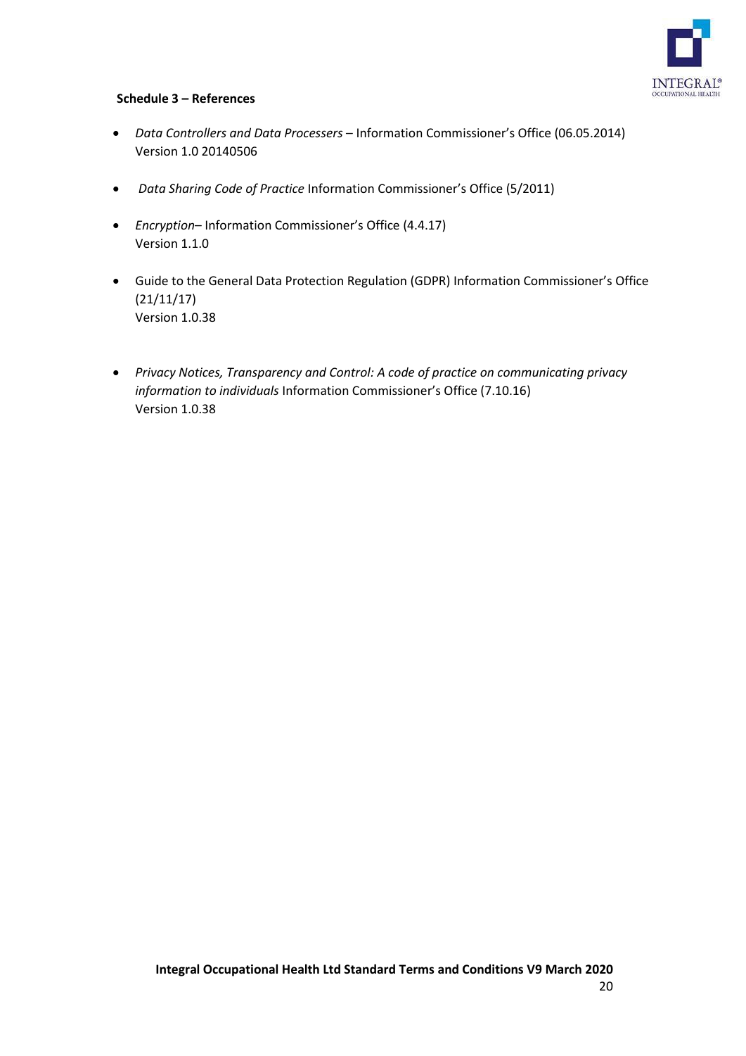**Schedule 3 – References**

- *Data Controllers and Data Processers* – Information Commissioner's Office (06.05.2014) Version 1.0 20140506

- *Data Sharing Code of Practice* Information Commissioner's Office (5/2011)

- *Encryption*– Information Commissioner's Office (4.4.17) Version 1.1.0

- Guide to the General Data Protection Regulation (GDPR) Information Commissioner's Office (21/11/17) Version 1.0.38

- *Privacy Notices, Transparency and Control: A code of practice on communicating privacy information to individuals* Information Commissioner's Office (7.10.16) Version 1.0.38